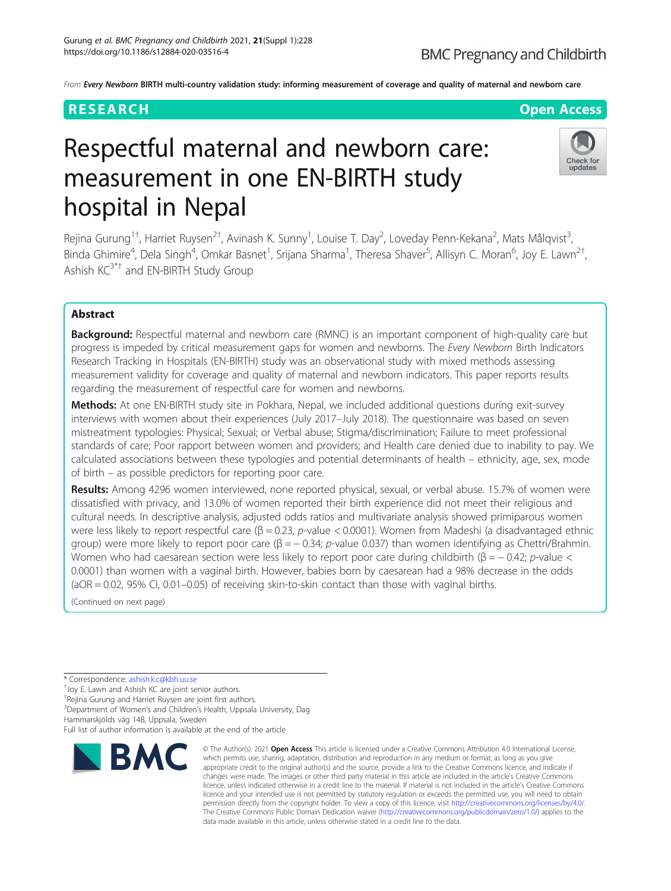From ***Every Newborn*** **BIRTH multi-country validation study: informing measurement of coverage and quality of maternal and newborn care**

**RESEARCH** **Open Access**

# Respectful maternal and newborn care: measurement in one EN-BIRTH study hospital in Nepal

Rejina Gurung[1†], Harriet Ruysen[2†], Avinash K. Sunny[1], Louise T. Day[2], Loveday Penn-Kekana[2], Mats Målqvist[3], Binda Ghimire[4], Dela Singh[4], Omkar Basnet[1], Srijana Sharma[1], Theresa Shaver[5], Allisyn C. Moran[6], Joy E. Lawn[2†], Ashish KC[3*†] and EN-BIRTH Study Group

## Abstract

**Background:** Respectful maternal and newborn care (RMNC) is an important component of high-quality care but progress is impeded by critical measurement gaps for women and newborns. The *Every Newborn* Birth Indicators Research Tracking in Hospitals (EN-BIRTH) study was an observational study with mixed methods assessing measurement validity for coverage and quality of maternal and newborn indicators. This paper reports results regarding the measurement of respectful care for women and newborns.

**Methods:** At one EN-BIRTH study site in Pokhara, Nepal, we included additional questions during exit-survey interviews with women about their experiences (July 2017–July 2018). The questionnaire was based on seven mistreatment typologies: Physical; Sexual; or Verbal abuse; Stigma/discrimination; Failure to meet professional standards of care; Poor rapport between women and providers; and Health care denied due to inability to pay. We calculated associations between these typologies and potential determinants of health – ethnicity, age, sex, mode of birth – as possible predictors for reporting poor care.

**Results:** Among 4296 women interviewed, none reported physical, sexual, or verbal abuse. 15.7% of women were dissatisfied with privacy, and 13.0% of women reported their birth experience did not meet their religious and cultural needs. In descriptive analysis, adjusted odds ratios and multivariate analysis showed primiparous women were less likely to report respectful care ($\beta = 0.23$, $p$-value $< 0.0001$). Women from Madeshi (a disadvantaged ethnic group) were more likely to report poor care ($\beta = -0.34$; $p$-value 0.037) than women identifying as Chettri/Brahmin. Women who had caesarean section were less likely to report poor care during childbirth ($\beta = -0.42$; $p$-value $< 0.0001$) than women with a vaginal birth. However, babies born by caesarean had a 98% decrease in the odds (aOR = 0.02, 95% CI, 0.01–0.05) of receiving skin-to-skin contact than those with vaginal births.

(Continued on next page)

---

\* Correspondence: ashish.k.c@kbh.uu.se

†Joy E. Lawn and Ashish KC are joint senior authors.

†Rejina Gurung and Harriet Ruysen are joint first authors.

[3]Department of Women's and Children's Health, Uppsala University, Dag Hammarskjölds väg 14B, Uppsala, Sweden

Full list of author information is available at the end of the article

© The Author(s). 2021 **Open Access** This article is licensed under a Creative Commons Attribution 4.0 International License, which permits use, sharing, adaptation, distribution and reproduction in any medium or format, as long as you give appropriate credit to the original author(s) and the source, provide a link to the Creative Commons licence, and indicate if changes were made. The images or other third party material in this article are included in the article's Creative Commons licence, unless indicated otherwise in a credit line to the material. If material is not included in the article's Creative Commons licence and your intended use is not permitted by statutory regulation or exceeds the permitted use, you will need to obtain permission directly from the copyright holder. To view a copy of this licence, visit http://creativecommons.org/licenses/by/4.0/. The Creative Commons Public Domain Dedication waiver (http://creativecommons.org/publicdomain/zero/1.0/) applies to the data made available in this article, unless otherwise stated in a credit line to the data.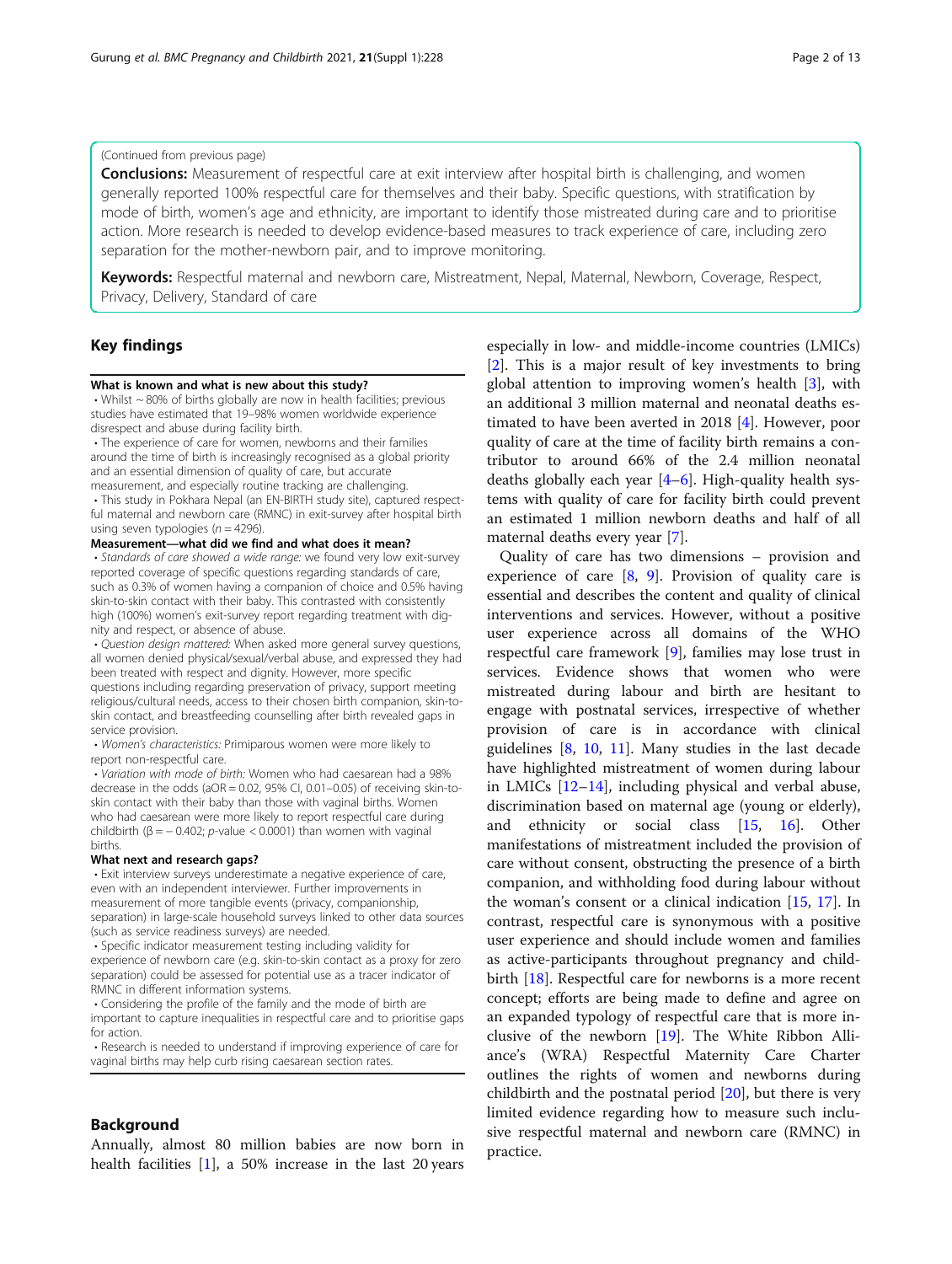(Continued from previous page)

**Conclusions:** Measurement of respectful care at exit interview after hospital birth is challenging, and women generally reported 100% respectful care for themselves and their baby. Specific questions, with stratification by mode of birth, women's age and ethnicity, are important to identify those mistreated during care and to prioritise action. More research is needed to develop evidence-based measures to track experience of care, including zero separation for the mother-newborn pair, and to improve monitoring.

**Keywords:** Respectful maternal and newborn care, Mistreatment, Nepal, Maternal, Newborn, Coverage, Respect, Privacy, Delivery, Standard of care

## Key findings

**What is known and what is new about this study?**

- Whilst ~ 80% of births globally are now in health facilities; previous studies have estimated that 19–98% women worldwide experience disrespect and abuse during facility birth.
- The experience of care for women, newborns and their families around the time of birth is increasingly recognised as a global priority and an essential dimension of quality of care, but accurate measurement, and especially routine tracking are challenging.
- This study in Pokhara Nepal (an EN-BIRTH study site), captured respectful maternal and newborn care (RMNC) in exit-survey after hospital birth using seven typologies (n = 4296).

**Measurement—what did we find and what does it mean?**

- *Standards of care showed a wide range:* we found very low exit-survey reported coverage of specific questions regarding standards of care, such as 0.3% of women having a companion of choice and 0.5% having skin-to-skin contact with their baby. This contrasted with consistently high (100%) women's exit-survey report regarding treatment with dignity and respect, or absence of abuse.
- *Question design mattered:* When asked more general survey questions, all women denied physical/sexual/verbal abuse, and expressed they had been treated with respect and dignity. However, more specific questions including regarding preservation of privacy, support meeting religious/cultural needs, access to their chosen birth companion, skin-to-skin contact, and breastfeeding counselling after birth revealed gaps in service provision.
- *Women's characteristics:* Primiparous women were more likely to report non-respectful care.
- *Variation with mode of birth:* Women who had caesarean had a 98% decrease in the odds (aOR = 0.02, 95% CI, 0.01–0.05) of receiving skin-to-skin contact with their baby than those with vaginal births. Women who had caesarean were more likely to report respectful care during childbirth (β = − 0.402; *p*-value < 0.0001) than women with vaginal births.

**What next and research gaps?**

- Exit interview surveys underestimate a negative experience of care, even with an independent interviewer. Further improvements in measurement of more tangible events (privacy, companionship, separation) in large-scale household surveys linked to other data sources (such as service readiness surveys) are needed.
- Specific indicator measurement testing including validity for experience of newborn care (e.g. skin-to-skin contact as a proxy for zero separation) could be assessed for potential use as a tracer indicator of RMNC in different information systems.
- Considering the profile of the family and the mode of birth are important to capture inequalities in respectful care and to prioritise gaps for action.
- Research is needed to understand if improving experience of care for vaginal births may help curb rising caesarean section rates.

## Background

Annually, almost 80 million babies are now born in health facilities [1], a 50% increase in the last 20 years especially in low- and middle-income countries (LMICs) [2]. This is a major result of key investments to bring global attention to improving women's health [3], with an additional 3 million maternal and neonatal deaths estimated to have been averted in 2018 [4]. However, poor quality of care at the time of facility birth remains a contributor to around 66% of the 2.4 million neonatal deaths globally each year [4–6]. High-quality health systems with quality of care for facility birth could prevent an estimated 1 million newborn deaths and half of all maternal deaths every year [7].

Quality of care has two dimensions – provision and experience of care [8, 9]. Provision of quality care is essential and describes the content and quality of clinical interventions and services. However, without a positive user experience across all domains of the WHO respectful care framework [9], families may lose trust in services. Evidence shows that women who were mistreated during labour and birth are hesitant to engage with postnatal services, irrespective of whether provision of care is in accordance with clinical guidelines [8, 10, 11]. Many studies in the last decade have highlighted mistreatment of women during labour in LMICs [12–14], including physical and verbal abuse, discrimination based on maternal age (young or elderly), and ethnicity or social class [15, 16]. Other manifestations of mistreatment included the provision of care without consent, obstructing the presence of a birth companion, and withholding food during labour without the woman's consent or a clinical indication [15, 17]. In contrast, respectful care is synonymous with a positive user experience and should include women and families as active-participants throughout pregnancy and childbirth [18]. Respectful care for newborns is a more recent concept; efforts are being made to define and agree on an expanded typology of respectful care that is more inclusive of the newborn [19]. The White Ribbon Alliance's (WRA) Respectful Maternity Care Charter outlines the rights of women and newborns during childbirth and the postnatal period [20], but there is very limited evidence regarding how to measure such inclusive respectful maternal and newborn care (RMNC) in practice.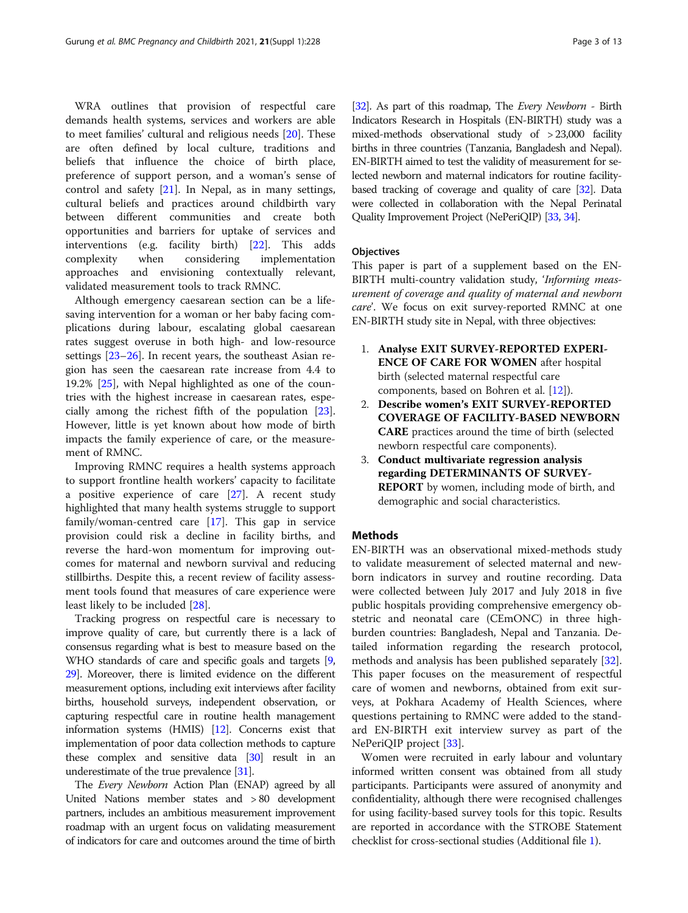WRA outlines that provision of respectful care demands health systems, services and workers are able to meet families' cultural and religious needs [20]. These are often defined by local culture, traditions and beliefs that influence the choice of birth place, preference of support person, and a woman's sense of control and safety [21]. In Nepal, as in many settings, cultural beliefs and practices around childbirth vary between different communities and create both opportunities and barriers for uptake of services and interventions (e.g. facility birth) [22]. This adds complexity when considering implementation approaches and envisioning contextually relevant, validated measurement tools to track RMNC.

Although emergency caesarean section can be a life-saving intervention for a woman or her baby facing complications during labour, escalating global caesarean rates suggest overuse in both high- and low-resource settings [23–26]. In recent years, the southeast Asian region has seen the caesarean rate increase from 4.4 to 19.2% [25], with Nepal highlighted as one of the countries with the highest increase in caesarean rates, especially among the richest fifth of the population [23]. However, little is yet known about how mode of birth impacts the family experience of care, or the measurement of RMNC.

Improving RMNC requires a health systems approach to support frontline health workers' capacity to facilitate a positive experience of care [27]. A recent study highlighted that many health systems struggle to support family/woman-centred care [17]. This gap in service provision could risk a decline in facility births, and reverse the hard-won momentum for improving outcomes for maternal and newborn survival and reducing stillbirths. Despite this, a recent review of facility assessment tools found that measures of care experience were least likely to be included [28].

Tracking progress on respectful care is necessary to improve quality of care, but currently there is a lack of consensus regarding what is best to measure based on the WHO standards of care and specific goals and targets [9, 29]. Moreover, there is limited evidence on the different measurement options, including exit interviews after facility births, household surveys, independent observation, or capturing respectful care in routine health management information systems (HMIS) [12]. Concerns exist that implementation of poor data collection methods to capture these complex and sensitive data [30] result in an underestimate of the true prevalence [31].

The *Every Newborn* Action Plan (ENAP) agreed by all United Nations member states and > 80 development partners, includes an ambitious measurement improvement roadmap with an urgent focus on validating measurement of indicators for care and outcomes around the time of birth [32]. As part of this roadmap, The *Every Newborn* - Birth Indicators Research in Hospitals (EN-BIRTH) study was a mixed-methods observational study of > 23,000 facility births in three countries (Tanzania, Bangladesh and Nepal). EN-BIRTH aimed to test the validity of measurement for selected newborn and maternal indicators for routine facility-based tracking of coverage and quality of care [32]. Data were collected in collaboration with the Nepal Perinatal Quality Improvement Project (NePeriQIP) [33, 34].

### Objectives

This paper is part of a supplement based on the EN-BIRTH multi-country validation study, '*Informing measurement of coverage and quality of maternal and newborn care*'. We focus on exit survey-reported RMNC at one EN-BIRTH study site in Nepal, with three objectives:

1. **Analyse EXIT SURVEY-REPORTED EXPERIENCE OF CARE FOR WOMEN** after hospital birth (selected maternal respectful care components, based on Bohren et al. [12]).
2. **Describe women's EXIT SURVEY-REPORTED COVERAGE OF FACILITY-BASED NEWBORN CARE** practices around the time of birth (selected newborn respectful care components).
3. **Conduct multivariate regression analysis regarding DETERMINANTS OF SURVEY-REPORT** by women, including mode of birth, and demographic and social characteristics.

## Methods

EN-BIRTH was an observational mixed-methods study to validate measurement of selected maternal and newborn indicators in survey and routine recording. Data were collected between July 2017 and July 2018 in five public hospitals providing comprehensive emergency obstetric and neonatal care (CEmONC) in three high-burden countries: Bangladesh, Nepal and Tanzania. Detailed information regarding the research protocol, methods and analysis has been published separately [32]. This paper focuses on the measurement of respectful care of women and newborns, obtained from exit surveys, at Pokhara Academy of Health Sciences, where questions pertaining to RMNC were added to the standard EN-BIRTH exit interview survey as part of the NePeriQIP project [33].

Women were recruited in early labour and voluntary informed written consent was obtained from all study participants. Participants were assured of anonymity and confidentiality, although there were recognised challenges for using facility-based survey tools for this topic. Results are reported in accordance with the STROBE Statement checklist for cross-sectional studies (Additional file 1).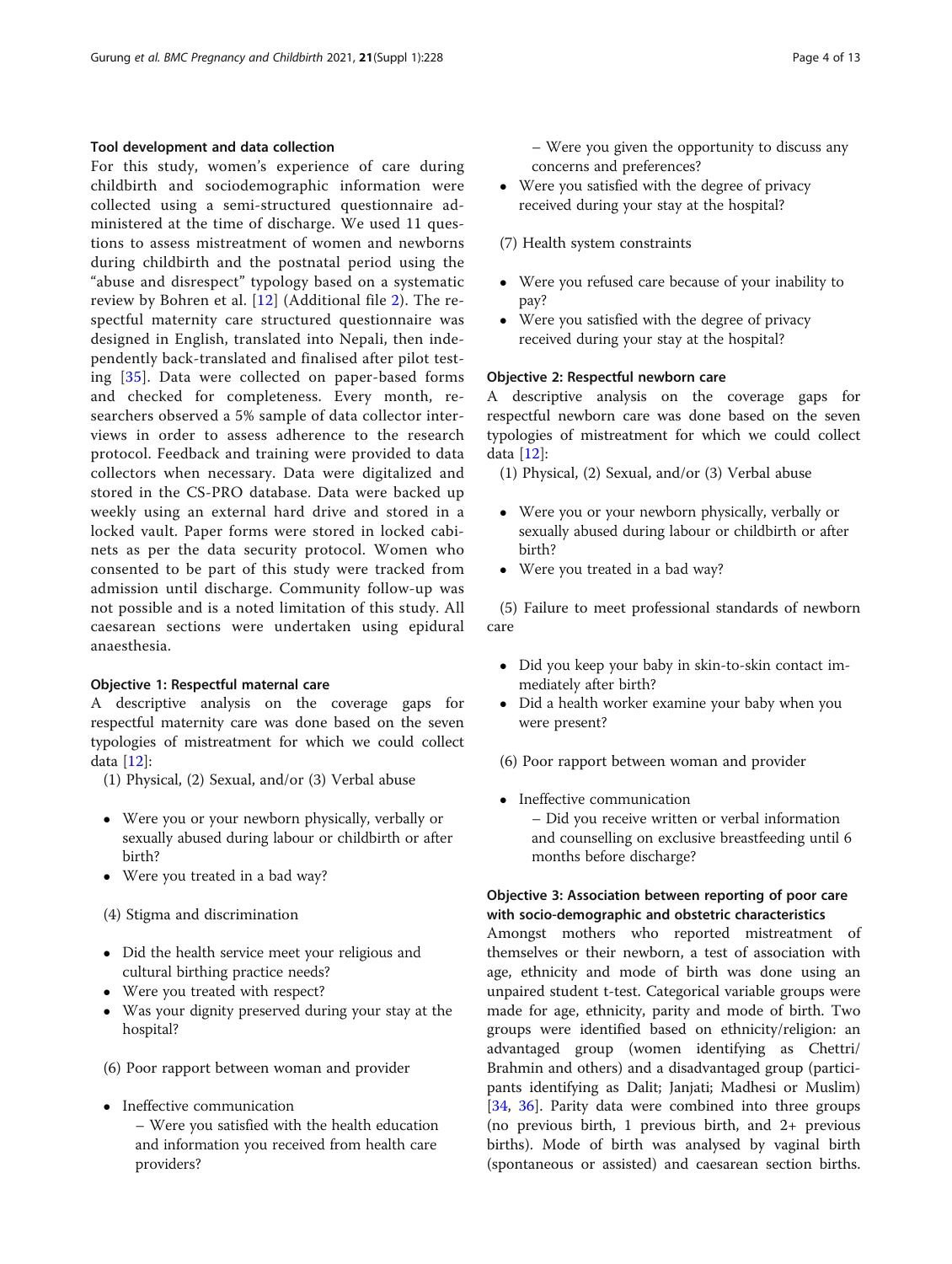### Tool development and data collection

For this study, women's experience of care during childbirth and sociodemographic information were collected using a semi-structured questionnaire administered at the time of discharge. We used 11 questions to assess mistreatment of women and newborns during childbirth and the postnatal period using the "abuse and disrespect" typology based on a systematic review by Bohren et al. [12] (Additional file 2). The respectful maternity care structured questionnaire was designed in English, translated into Nepali, then independently back-translated and finalised after pilot testing [35]. Data were collected on paper-based forms and checked for completeness. Every month, researchers observed a 5% sample of data collector interviews in order to assess adherence to the research protocol. Feedback and training were provided to data collectors when necessary. Data were digitalized and stored in the CS-PRO database. Data were backed up weekly using an external hard drive and stored in a locked vault. Paper forms were stored in locked cabinets as per the data security protocol. Women who consented to be part of this study were tracked from admission until discharge. Community follow-up was not possible and is a noted limitation of this study. All caesarean sections were undertaken using epidural anaesthesia.

### Objective 1: Respectful maternal care

A descriptive analysis on the coverage gaps for respectful maternity care was done based on the seven typologies of mistreatment for which we could collect data [12]:

(1) Physical, (2) Sexual, and/or (3) Verbal abuse

- Were you or your newborn physically, verbally or sexually abused during labour or childbirth or after birth?
- Were you treated in a bad way?

(4) Stigma and discrimination

- Did the health service meet your religious and cultural birthing practice needs?
- Were you treated with respect?
- Was your dignity preserved during your stay at the hospital?

(6) Poor rapport between woman and provider

- Ineffective communication
  – Were you satisfied with the health education and information you received from health care providers?
  – Were you given the opportunity to discuss any concerns and preferences?
- Were you satisfied with the degree of privacy received during your stay at the hospital?

(7) Health system constraints

- Were you refused care because of your inability to pay?
- Were you satisfied with the degree of privacy received during your stay at the hospital?

### Objective 2: Respectful newborn care

A descriptive analysis on the coverage gaps for respectful newborn care was done based on the seven typologies of mistreatment for which we could collect data [12]:

(1) Physical, (2) Sexual, and/or (3) Verbal abuse

- Were you or your newborn physically, verbally or sexually abused during labour or childbirth or after birth?
- Were you treated in a bad way?

(5) Failure to meet professional standards of newborn care

- Did you keep your baby in skin-to-skin contact immediately after birth?
- Did a health worker examine your baby when you were present?

(6) Poor rapport between woman and provider

- Ineffective communication
  – Did you receive written or verbal information and counselling on exclusive breastfeeding until 6 months before discharge?

### Objective 3: Association between reporting of poor care with socio-demographic and obstetric characteristics

Amongst mothers who reported mistreatment of themselves or their newborn, a test of association with age, ethnicity and mode of birth was done using an unpaired student t-test. Categorical variable groups were made for age, ethnicity, parity and mode of birth. Two groups were identified based on ethnicity/religion: an advantaged group (women identifying as Chettri/Brahmin and others) and a disadvantaged group (participants identifying as Dalit; Janjati; Madhesi or Muslim) [34, 36]. Parity data were combined into three groups (no previous birth, 1 previous birth, and 2+ previous births). Mode of birth was analysed by vaginal birth (spontaneous or assisted) and caesarean section births.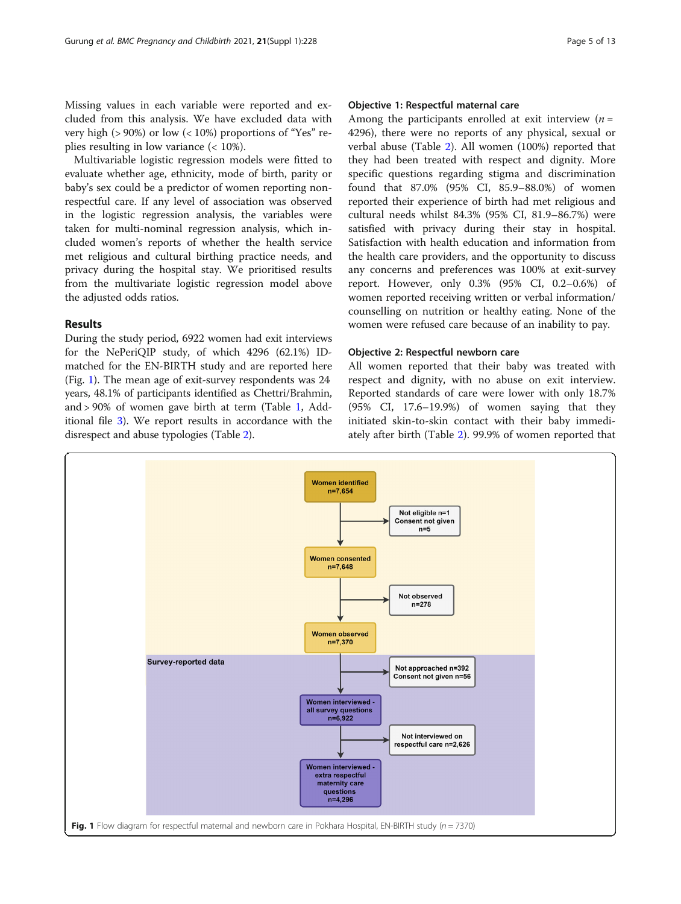Missing values in each variable were reported and excluded from this analysis. We have excluded data with very high (> 90%) or low (< 10%) proportions of "Yes" replies resulting in low variance (< 10%).

Multivariable logistic regression models were fitted to evaluate whether age, ethnicity, mode of birth, parity or baby's sex could be a predictor of women reporting non-respectful care. If any level of association was observed in the logistic regression analysis, the variables were taken for multi-nominal regression analysis, which included women's reports of whether the health service met religious and cultural birthing practice needs, and privacy during the hospital stay. We prioritised results from the multivariate logistic regression model above the adjusted odds ratios.

## Results

During the study period, 6922 women had exit interviews for the NePeriQIP study, of which 4296 (62.1%) ID-matched for the EN-BIRTH study and are reported here (Fig. 1). The mean age of exit-survey respondents was 24 years, 48.1% of participants identified as Chettri/Brahmin, and > 90% of women gave birth at term (Table 1, Additional file 3). We report results in accordance with the disrespect and abuse typologies (Table 2).

### Objective 1: Respectful maternal care

Among the participants enrolled at exit interview ($n$ = 4296), there were no reports of any physical, sexual or verbal abuse (Table 2). All women (100%) reported that they had been treated with respect and dignity. More specific questions regarding stigma and discrimination found that 87.0% (95% CI, 85.9–88.0%) of women reported their experience of birth had met religious and cultural needs whilst 84.3% (95% CI, 81.9–86.7%) were satisfied with privacy during their stay in hospital. Satisfaction with health education and information from the health care providers, and the opportunity to discuss any concerns and preferences was 100% at exit-survey report. However, only 0.3% (95% CI, 0.2–0.6%) of women reported receiving written or verbal information/counselling on nutrition or healthy eating. None of the women were refused care because of an inability to pay.

### Objective 2: Respectful newborn care

All women reported that their baby was treated with respect and dignity, with no abuse on exit interview. Reported standards of care were lower with only 18.7% (95% CI, 17.6–19.9%) of women saying that they initiated skin-to-skin contact with their baby immediately after birth (Table 2). 99.9% of women reported that

Women identified n=7,654 → Not eligible n=1, Consent not given n=5 → Women consented n=7,648 → Not observed n=278 → Women observed n=7,370

Survey-reported data

→ Not approached n=392, Consent not given n=56 → Women interviewed - all survey questions n=6,922 → Not interviewed on respectful care n=2,626 → Women interviewed - extra respectful maternity care questions n=4,296

**Fig. 1** Flow diagram for respectful maternal and newborn care in Pokhara Hospital, EN-BIRTH study ($n$ = 7370)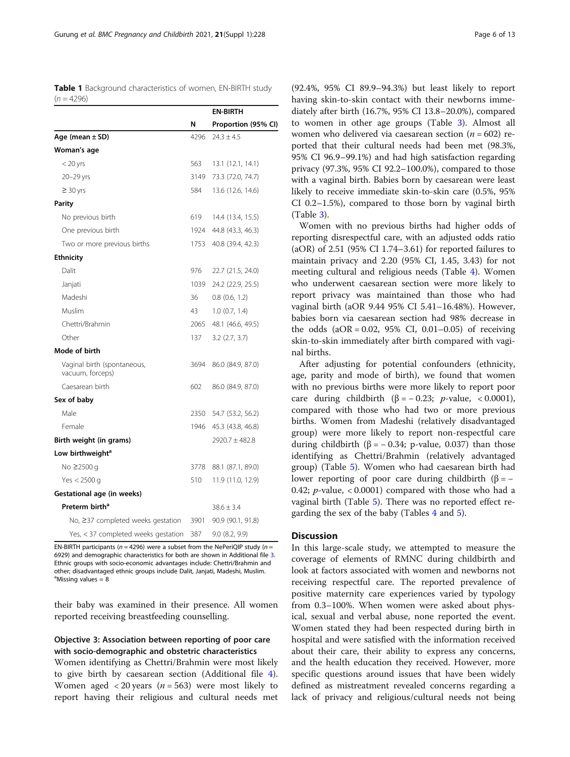**Table 1** Background characteristics of women, EN-BIRTH study ($n = 4296$)

| | EN-BIRTH | |
|---|---|---|
| | N | Proportion (95% CI) |
| **Age (mean ± SD)** | 4296 | 24.3 ± 4.5 |
| **Woman's age** | | |
| < 20 yrs | 563 | 13.1 (12.1, 14.1) |
| 20–29 yrs | 3149 | 73.3 (72.0, 74.7) |
| ≥ 30 yrs | 584 | 13.6 (12.6, 14.6) |
| **Parity** | | |
| No previous birth | 619 | 14.4 (13.4, 15.5) |
| One previous birth | 1924 | 44.8 (43.3, 46.3) |
| Two or more previous births | 1753 | 40.8 (39.4, 42.3) |
| **Ethnicity** | | |
| Dalit | 976 | 22.7 (21.5, 24.0) |
| Janjati | 1039 | 24.2 (22.9, 25.5) |
| Madeshi | 36 | 0.8 (0.6, 1.2) |
| Muslim | 43 | 1.0 (0.7, 1.4) |
| Chettri/Brahmin | 2065 | 48.1 (46.6, 49.5) |
| Other | 137 | 3.2 (2.7, 3.7) |
| **Mode of birth** | | |
| Vaginal birth (spontaneous, vacuum, forceps) | 3694 | 86.0 (84.9, 87.0) |
| Caesarean birth | 602 | 86.0 (84.9, 87.0) |
| **Sex of baby** | | |
| Male | 2350 | 54.7 (53.2, 56.2) |
| Female | 1946 | 45.3 (43.8, 46.8) |
| **Birth weight (in grams)** | | 2920.7 ± 482.8 |
| **Low birthweight[a]** | | |
| No ≥2500 g | 3778 | 88.1 (87.1, 89.0) |
| Yes < 2500 g | 510 | 11.9 (11.0, 12.9) |
| **Gestational age (in weeks)** | | |
| **Preterm birth[a]** | | 38.6 ± 3.4 |
| No, ≥37 completed weeks gestation | 3901 | 90.9 (90.1, 91.8) |
| Yes, < 37 completed weeks gestation | 387 | 9.0 (8.2, 9.9) |

EN-BIRTH participants ($n = 4296$) were a subset from the NePeriQIP study ($n = 6929$) and demographic characteristics for both are shown in Additional file 3. Ethnic groups with socio-economic advantages include: Chettri/Brahmin and other; disadvantaged ethnic groups include Dalit, Janjati, Madeshi, Muslim.
[a]Missing values = 8

their baby was examined in their presence. All women reported receiving breastfeeding counselling.

### Objective 3: Association between reporting of poor care with socio-demographic and obstetric characteristics

Women identifying as Chettri/Brahmin were most likely to give birth by caesarean section (Additional file 4). Women aged < 20 years ($n = 563$) were most likely to report having their religious and cultural needs met (92.4%, 95% CI 89.9–94.3%) but least likely to report having skin-to-skin contact with their newborns immediately after birth (16.7%, 95% CI 13.8–20.0%), compared to women in other age groups (Table 3). Almost all women who delivered via caesarean section ($n = 602$) reported that their cultural needs had been met (98.3%, 95% CI 96.9–99.1%) and had high satisfaction regarding privacy (97.3%, 95% CI 92.2–100.0%), compared to those with a vaginal birth. Babies born by caesarean were least likely to receive immediate skin-to-skin care (0.5%, 95% CI 0.2–1.5%), compared to those born by vaginal birth (Table 3).

Women with no previous births had higher odds of reporting disrespectful care, with an adjusted odds ratio (aOR) of 2.51 (95% CI 1.74–3.61) for reported failures to maintain privacy and 2.20 (95% CI, 1.45, 3.43) for not meeting cultural and religious needs (Table 4). Women who underwent caesarean section were more likely to report privacy was maintained than those who had vaginal birth (aOR 9.44 95% CI 5.41–16.48%). However, babies born via caesarean section had 98% decrease in the odds (aOR = 0.02, 95% CI, 0.01–0.05) of receiving skin-to-skin immediately after birth compared with vaginal births.

After adjusting for potential confounders (ethnicity, age, parity and mode of birth), we found that women with no previous births were more likely to report poor care during childbirth ($\beta = -0.23$; $p$-value, $< 0.0001$), compared with those who had two or more previous births. Women from Madeshi (relatively disadvantaged group) were more likely to report non-respectful care during childbirth ($\beta = -0.34$; p-value, 0.037) than those identifying as Chettri/Brahmin (relatively advantaged group) (Table 5). Women who had caesarean birth had lower reporting of poor care during childbirth ($\beta = -0.42$; $p$-value, $< 0.0001$) compared with those who had a vaginal birth (Table 5). There was no reported effect regarding the sex of the baby (Tables 4 and 5).

## Discussion

In this large-scale study, we attempted to measure the coverage of elements of RMNC during childbirth and look at factors associated with women and newborns not receiving respectful care. The reported prevalence of positive maternity care experiences varied by typology from 0.3–100%. When women were asked about physical, sexual and verbal abuse, none reported the event. Women stated they had been respected during birth in hospital and were satisfied with the information received about their care, their ability to express any concerns, and the health education they received. However, more specific questions around issues that have been widely defined as mistreatment revealed concerns regarding a lack of privacy and religious/cultural needs not being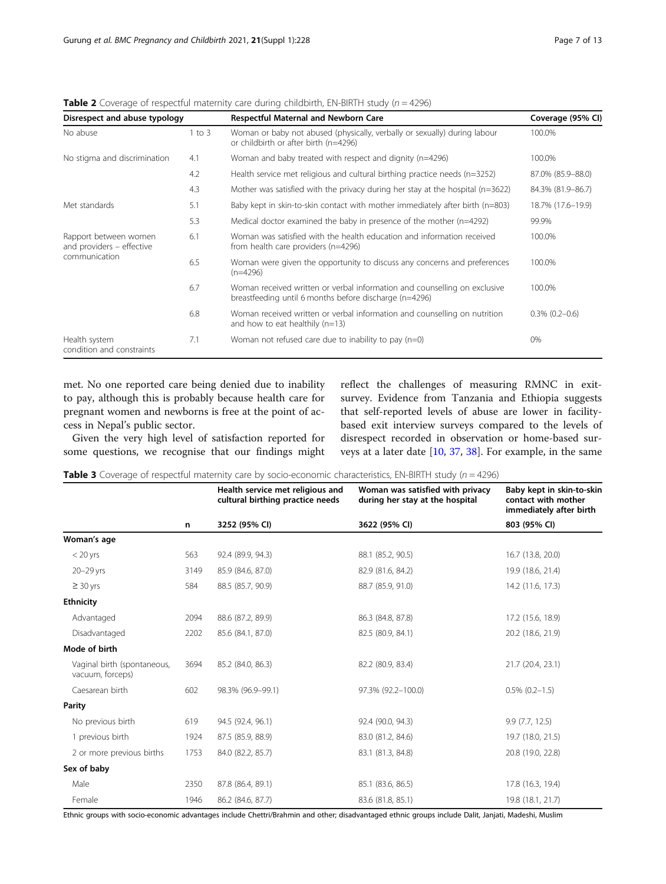**Table 2** Coverage of respectful maternity care during childbirth, EN-BIRTH study ($n = 4296$)

| Disrespect and abuse typology | | Respectful Maternal and Newborn Care | Coverage (95% CI) |
|---|---|---|---|
| No abuse | 1 to 3 | Woman or baby not abused (physically, verbally or sexually) during labour or childbirth or after birth (n=4296) | 100.0% |
| No stigma and discrimination | 4.1 | Woman and baby treated with respect and dignity (n=4296) | 100.0% |
| | 4.2 | Health service met religious and cultural birthing practice needs (n=3252) | 87.0% (85.9–88.0) |
| | 4.3 | Mother was satisfied with the privacy during her stay at the hospital (n=3622) | 84.3% (81.9–86.7) |
| Met standards | 5.1 | Baby kept in skin-to-skin contact with mother immediately after birth (n=803) | 18.7% (17.6–19.9) |
| | 5.3 | Medical doctor examined the baby in presence of the mother (n=4292) | 99.9% |
| Rapport between women and providers – effective communication | 6.1 | Woman was satisfied with the health education and information received from health care providers (n=4296) | 100.0% |
| | 6.5 | Woman were given the opportunity to discuss any concerns and preferences (n=4296) | 100.0% |
| | 6.7 | Woman received written or verbal information and counselling on exclusive breastfeeding until 6 months before discharge (n=4296) | 100.0% |
| | 6.8 | Woman received written or verbal information and counselling on nutrition and how to eat healthily (n=13) | 0.3% (0.2–0.6) |
| Health system condition and constraints | 7.1 | Woman not refused care due to inability to pay (n=0) | 0% |

met. No one reported care being denied due to inability to pay, although this is probably because health care for pregnant women and newborns is free at the point of access in Nepal's public sector.

Given the very high level of satisfaction reported for some questions, we recognise that our findings might reflect the challenges of measuring RMNC in exit-survey. Evidence from Tanzania and Ethiopia suggests that self-reported levels of abuse are lower in facility-based exit interview surveys compared to the levels of disrespect recorded in observation or home-based surveys at a later date [10, 37, 38]. For example, in the same

**Table 3** Coverage of respectful maternity care by socio-economic characteristics, EN-BIRTH study ($n = 4296$)

| | | Health service met religious and cultural birthing practice needs | Woman was satisfied with privacy during her stay at the hospital | Baby kept in skin-to-skin contact with mother immediately after birth |
|---|---|---|---|---|
| | **n** | **3252 (95% CI)** | **3622 (95% CI)** | **803 (95% CI)** |
| **Woman's age** | | | | |
| < 20 yrs | 563 | 92.4 (89.9, 94.3) | 88.1 (85.2, 90.5) | 16.7 (13.8, 20.0) |
| 20–29 yrs | 3149 | 85.9 (84.6, 87.0) | 82.9 (81.6, 84.2) | 19.9 (18.6, 21.4) |
| ≥ 30 yrs | 584 | 88.5 (85.7, 90.9) | 88.7 (85.9, 91.0) | 14.2 (11.6, 17.3) |
| **Ethnicity** | | | | |
| Advantaged | 2094 | 88.6 (87.2, 89.9) | 86.3 (84.8, 87.8) | 17.2 (15.6, 18.9) |
| Disadvantaged | 2202 | 85.6 (84.1, 87.0) | 82.5 (80.9, 84.1) | 20.2 (18.6, 21.9) |
| **Mode of birth** | | | | |
| Vaginal birth (spontaneous, vacuum, forceps) | 3694 | 85.2 (84.0, 86.3) | 82.2 (80.9, 83.4) | 21.7 (20.4, 23.1) |
| Caesarean birth | 602 | 98.3% (96.9–99.1) | 97.3% (92.2–100.0) | 0.5% (0.2–1.5) |
| **Parity** | | | | |
| No previous birth | 619 | 94.5 (92.4, 96.1) | 92.4 (90.0, 94.3) | 9.9 (7.7, 12.5) |
| 1 previous birth | 1924 | 87.5 (85.9, 88.9) | 83.0 (81.2, 84.6) | 19.7 (18.0, 21.5) |
| 2 or more previous births | 1753 | 84.0 (82.2, 85.7) | 83.1 (81.3, 84.8) | 20.8 (19.0, 22.8) |
| **Sex of baby** | | | | |
| Male | 2350 | 87.8 (86.4, 89.1) | 85.1 (83.6, 86.5) | 17.8 (16.3, 19.4) |
| Female | 1946 | 86.2 (84.6, 87.7) | 83.6 (81.8, 85.1) | 19.8 (18.1, 21.7) |

Ethnic groups with socio-economic advantages include Chettri/Brahmin and other; disadvantaged ethnic groups include Dalit, Janjati, Madeshi, Muslim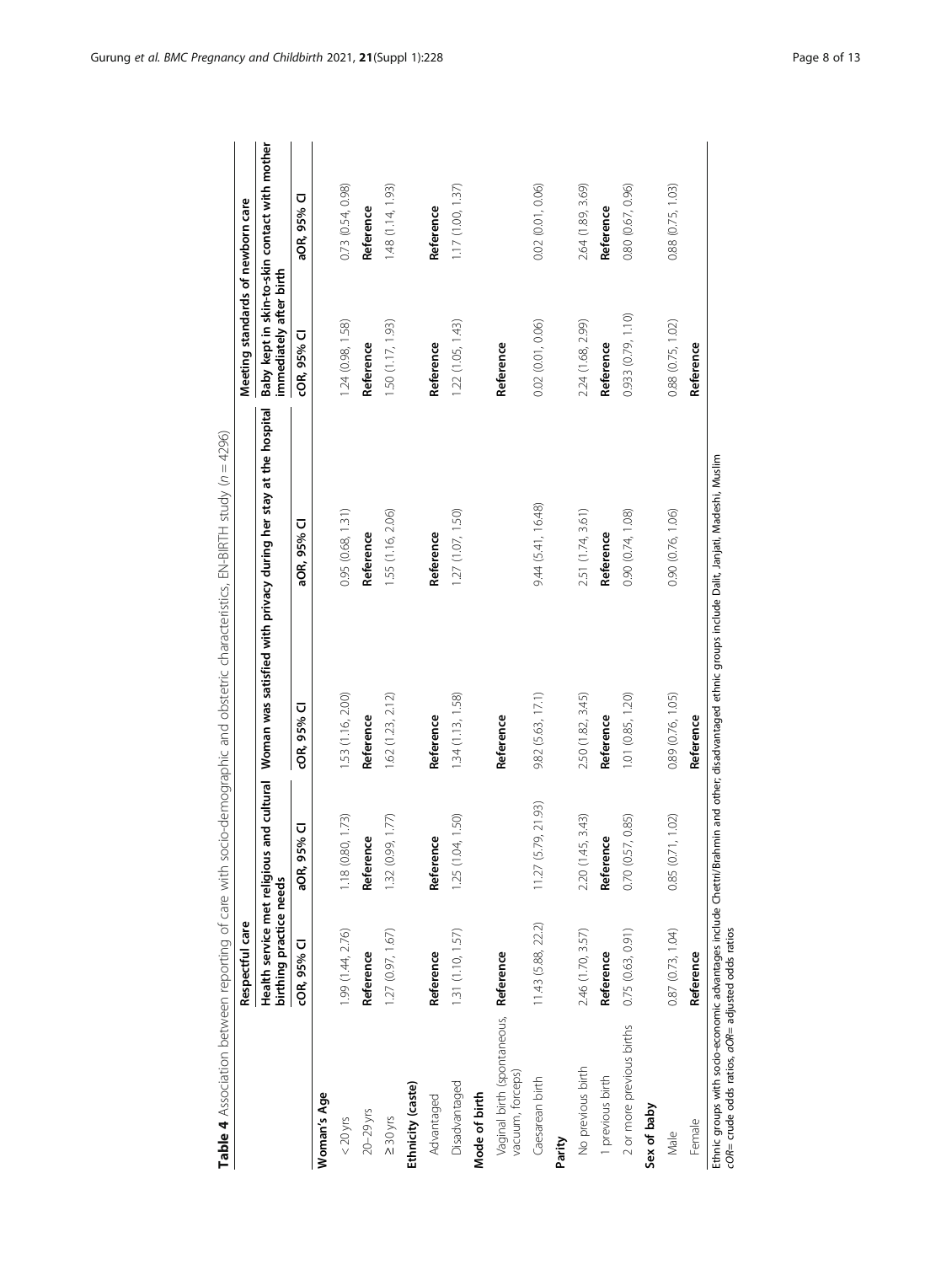**Table 4** Association between reporting of care with socio-demographic and obstetric characteristics, EN-BIRTH study ($n = 4296$)

| | Respectful care | | | | Meeting standards of newborn care | |
|---|---|---|---|---|---|---|
| | Health service met religious and cultural birthing practice needs | | Woman was satisfied with privacy during her stay at the hospital | | Baby kept in skin-to-skin contact with mother immediately after birth | |
| | cOR, 95% CI | aOR, 95% CI | cOR, 95% CI | aOR, 95% CI | cOR, 95% CI | aOR, 95% CI |
| **Woman's Age** | | | | | | |
| < 20 yrs | 1.99 (1.44, 2.76) | 1.18 (0.80, 1.73) | 1.53 (1.16, 2.00) | 0.95 (0.68, 1.31) | 1.24 (0.98, 1.58) | 0.73 (0.54, 0.98) |
| 20–29 yrs | Reference | Reference | Reference | Reference | Reference | Reference |
| ≥ 30 yrs | 1.27 (0.97, 1.67) | 1.32 (0.99, 1.77) | 1.62 (1.23, 2.12) | 1.55 (1.16, 2.06) | 1.50 (1.17, 1.93) | 1.48 (1.14, 1.93) |
| **Ethnicity (caste)** | | | | | | |
| Advantaged | Reference | Reference | Reference | Reference | Reference | Reference |
| Disadvantaged | 1.31 (1.10, 1.57) | 1.25 (1.04, 1.50) | 1.34 (1.13, 1.58) | 1.27 (1.07, 1.50) | 1.22 (1.05, 1.43) | 1.17 (1.00, 1.37) |
| **Mode of birth** | | | | | | |
| Vaginal birth (spontaneous, vacuum, forceps) | Reference | | Reference | | Reference | |
| Caesarean birth | 11.43 (5.88, 22.2) | 11.27 (5.79, 21.93) | 9.82 (5.63, 17.1) | 9.44 (5.41, 16.48) | 0.02 (0.01, 0.06) | 0.02 (0.01, 0.06) |
| **Parity** | | | | | | |
| No previous birth | 2.46 (1.70, 3.57) | 2.20 (1.45, 3.43) | 2.50 (1.82, 3.45) | 2.51 (1.74, 3.61) | 2.24 (1.68, 2.99) | 2.64 (1.89, 3.69) |
| 1 previous birth | Reference | Reference | Reference | Reference | Reference | Reference |
| 2 or more previous births | 0.75 (0.63, 0.91) | 0.70 (0.57, 0.85) | 1.01 (0.85, 1.20) | 0.90 (0.74, 1.08) | 0.933 (0.79, 1.10) | 0.80 (0.67, 0.96) |
| **Sex of baby** | | | | | | |
| Male | 0.87 (0.73, 1.04) | 0.85 (0.71, 1.02) | 0.89 (0.76, 1.05) | 0.90 (0.76, 1.06) | 0.88 (0.75, 1.02) | 0.88 (0.75, 1.03) |
| Female | Reference | | Reference | | Reference | |

Ethnic groups with socio-economic advantages include Chettri/Brahmin and other; disadvantaged ethnic groups include Dalit, Janjati, Madeshi, Muslim
*cOR*= crude odds ratios, *aOR*= adjusted odds ratios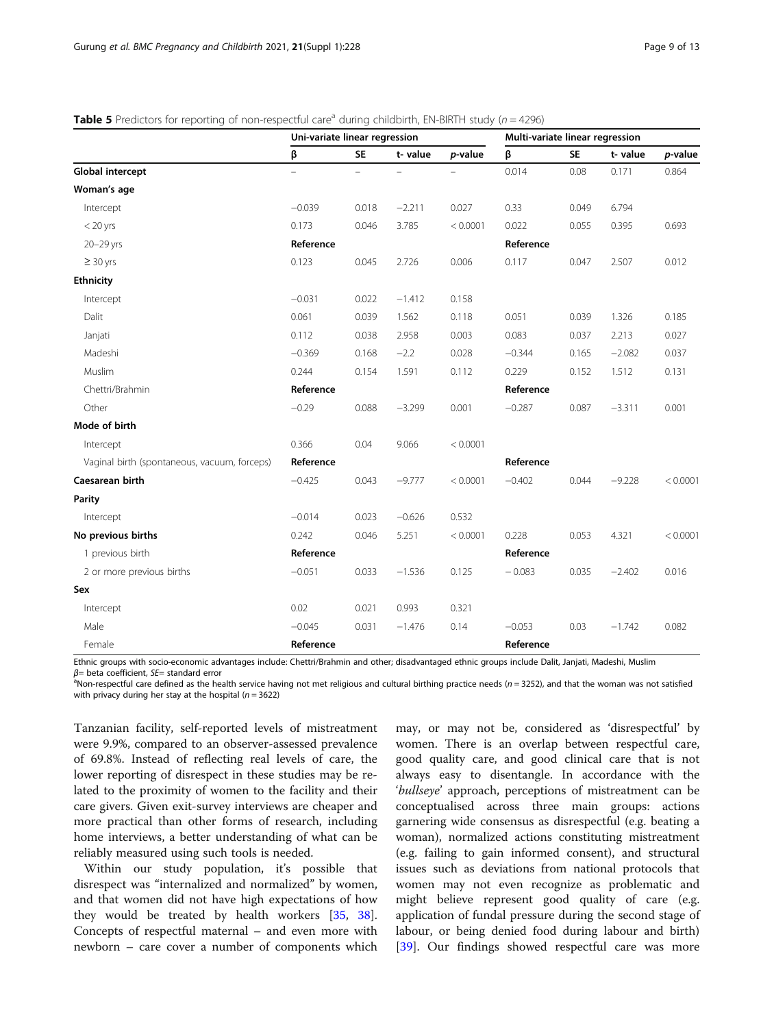**Table 5** Predictors for reporting of non-respectful care[a] during childbirth, EN-BIRTH study ($n = 4296$)

| | Uni-variate linear regression | | | | Multi-variate linear regression | | | |
|---|---|---|---|---|---|---|---|---|
| | β | SE | t- value | *p*-value | β | SE | t- value | *p*-value |
| **Global intercept** | – | – | – | – | 0.014 | 0.08 | 0.171 | 0.864 |
| **Woman's age** | | | | | | | | |
| Intercept | −0.039 | 0.018 | −2.211 | 0.027 | 0.33 | 0.049 | 6.794 | |
| < 20 yrs | 0.173 | 0.046 | 3.785 | < 0.0001 | 0.022 | 0.055 | 0.395 | 0.693 |
| 20–29 yrs | **Reference** | | | | **Reference** | | | |
| ≥ 30 yrs | 0.123 | 0.045 | 2.726 | 0.006 | 0.117 | 0.047 | 2.507 | 0.012 |
| **Ethnicity** | | | | | | | | |
| Intercept | −0.031 | 0.022 | −1.412 | 0.158 | | | | |
| Dalit | 0.061 | 0.039 | 1.562 | 0.118 | 0.051 | 0.039 | 1.326 | 0.185 |
| Janjati | 0.112 | 0.038 | 2.958 | 0.003 | 0.083 | 0.037 | 2.213 | 0.027 |
| Madeshi | −0.369 | 0.168 | −2.2 | 0.028 | −0.344 | 0.165 | −2.082 | 0.037 |
| Muslim | 0.244 | 0.154 | 1.591 | 0.112 | 0.229 | 0.152 | 1.512 | 0.131 |
| Chettri/Brahmin | **Reference** | | | | **Reference** | | | |
| Other | −0.29 | 0.088 | −3.299 | 0.001 | −0.287 | 0.087 | −3.311 | 0.001 |
| **Mode of birth** | | | | | | | | |
| Intercept | 0.366 | 0.04 | 9.066 | < 0.0001 | | | | |
| Vaginal birth (spontaneous, vacuum, forceps) | **Reference** | | | | **Reference** | | | |
| **Caesarean birth** | −0.425 | 0.043 | −9.777 | < 0.0001 | −0.402 | 0.044 | −9.228 | < 0.0001 |
| **Parity** | | | | | | | | |
| Intercept | −0.014 | 0.023 | −0.626 | 0.532 | | | | |
| **No previous births** | 0.242 | 0.046 | 5.251 | < 0.0001 | 0.228 | 0.053 | 4.321 | < 0.0001 |
| 1 previous birth | **Reference** | | | | **Reference** | | | |
| 2 or more previous births | −0.051 | 0.033 | −1.536 | 0.125 | −0.083 | 0.035 | −2.402 | 0.016 |
| **Sex** | | | | | | | | |
| Intercept | 0.02 | 0.021 | 0.993 | 0.321 | | | | |
| Male | −0.045 | 0.031 | −1.476 | 0.14 | −0.053 | 0.03 | −1.742 | 0.082 |
| Female | **Reference** | | | | **Reference** | | | |

Ethnic groups with socio-economic advantages include: Chettri/Brahmin and other; disadvantaged ethnic groups include Dalit, Janjati, Madeshi, Muslim

*β*= beta coefficient, *SE*= standard error

[a]Non-respectful care defined as the health service having not met religious and cultural birthing practice needs ($n = 3252$), and that the woman was not satisfied with privacy during her stay at the hospital ($n = 3622$)

Tanzanian facility, self-reported levels of mistreatment were 9.9%, compared to an observer-assessed prevalence of 69.8%. Instead of reflecting real levels of care, the lower reporting of disrespect in these studies may be related to the proximity of women to the facility and their care givers. Given exit-survey interviews are cheaper and more practical than other forms of research, including home interviews, a better understanding of what can be reliably measured using such tools is needed.

Within our study population, it's possible that disrespect was "internalized and normalized" by women, and that women did not have high expectations of how they would be treated by health workers [35, 38]. Concepts of respectful maternal – and even more with newborn – care cover a number of components which may, or may not be, considered as 'disrespectful' by women. There is an overlap between respectful care, good quality care, and good clinical care that is not always easy to disentangle. In accordance with the '*bullseye*' approach, perceptions of mistreatment can be conceptualised across three main groups: actions garnering wide consensus as disrespectful (e.g. beating a woman), normalized actions constituting mistreatment (e.g. failing to gain informed consent), and structural issues such as deviations from national protocols that women may not even recognize as problematic and might believe represent good quality of care (e.g. application of fundal pressure during the second stage of labour, or being denied food during labour and birth) [39]. Our findings showed respectful care was more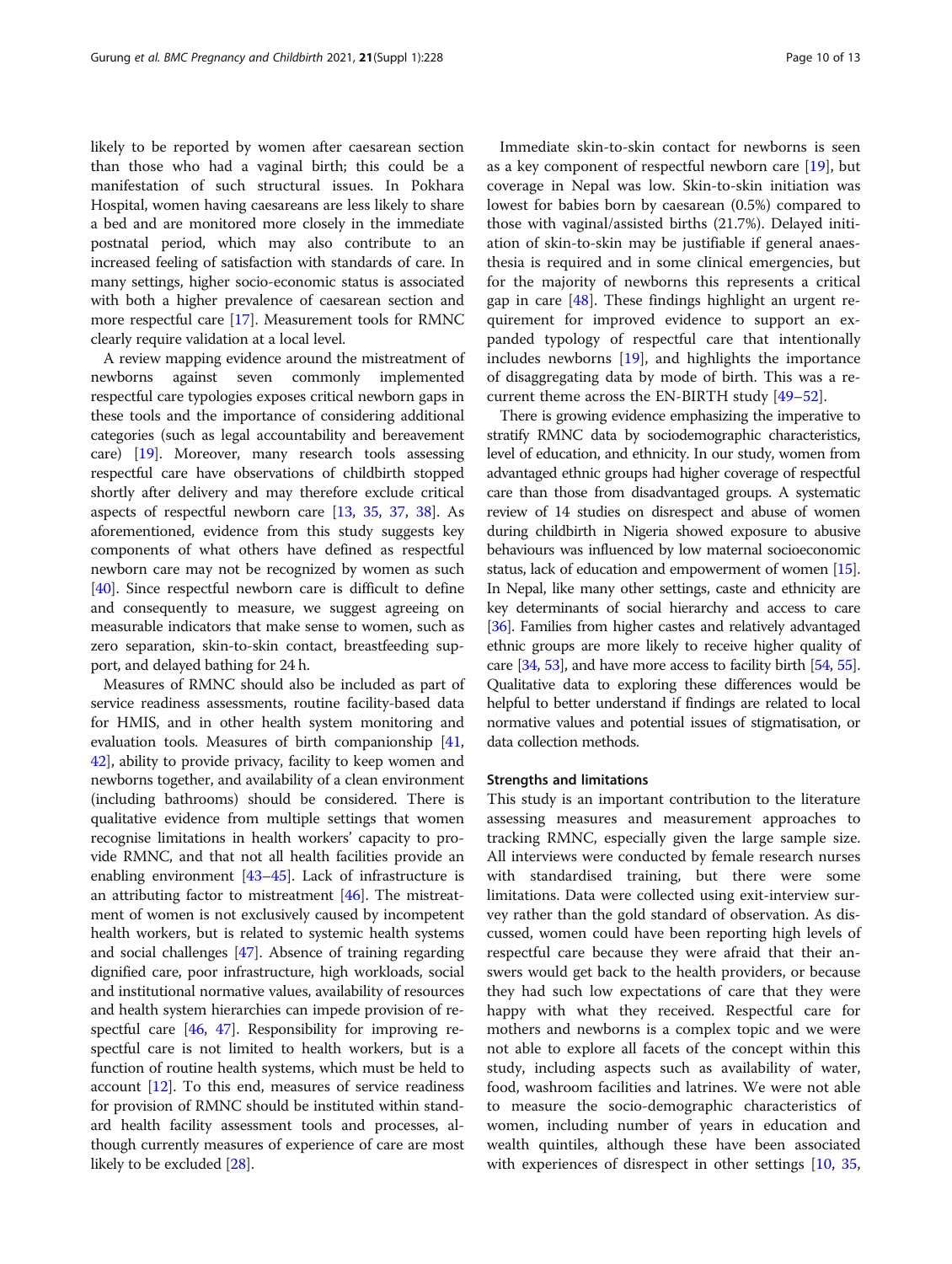likely to be reported by women after caesarean section than those who had a vaginal birth; this could be a manifestation of such structural issues. In Pokhara Hospital, women having caesareans are less likely to share a bed and are monitored more closely in the immediate postnatal period, which may also contribute to an increased feeling of satisfaction with standards of care. In many settings, higher socio-economic status is associated with both a higher prevalence of caesarean section and more respectful care [17]. Measurement tools for RMNC clearly require validation at a local level.

A review mapping evidence around the mistreatment of newborns against seven commonly implemented respectful care typologies exposes critical newborn gaps in these tools and the importance of considering additional categories (such as legal accountability and bereavement care) [19]. Moreover, many research tools assessing respectful care have observations of childbirth stopped shortly after delivery and may therefore exclude critical aspects of respectful newborn care [13, 35, 37, 38]. As aforementioned, evidence from this study suggests key components of what others have defined as respectful newborn care may not be recognized by women as such [40]. Since respectful newborn care is difficult to define and consequently to measure, we suggest agreeing on measurable indicators that make sense to women, such as zero separation, skin-to-skin contact, breastfeeding support, and delayed bathing for 24 h.

Measures of RMNC should also be included as part of service readiness assessments, routine facility-based data for HMIS, and in other health system monitoring and evaluation tools. Measures of birth companionship [41, 42], ability to provide privacy, facility to keep women and newborns together, and availability of a clean environment (including bathrooms) should be considered. There is qualitative evidence from multiple settings that women recognise limitations in health workers' capacity to provide RMNC, and that not all health facilities provide an enabling environment [43–45]. Lack of infrastructure is an attributing factor to mistreatment [46]. The mistreatment of women is not exclusively caused by incompetent health workers, but is related to systemic health systems and social challenges [47]. Absence of training regarding dignified care, poor infrastructure, high workloads, social and institutional normative values, availability of resources and health system hierarchies can impede provision of respectful care [46, 47]. Responsibility for improving respectful care is not limited to health workers, but is a function of routine health systems, which must be held to account [12]. To this end, measures of service readiness for provision of RMNC should be instituted within standard health facility assessment tools and processes, although currently measures of experience of care are most likely to be excluded [28].

Immediate skin-to-skin contact for newborns is seen as a key component of respectful newborn care [19], but coverage in Nepal was low. Skin-to-skin initiation was lowest for babies born by caesarean (0.5%) compared to those with vaginal/assisted births (21.7%). Delayed initiation of skin-to-skin may be justifiable if general anaesthesia is required and in some clinical emergencies, but for the majority of newborns this represents a critical gap in care [48]. These findings highlight an urgent requirement for improved evidence to support an expanded typology of respectful care that intentionally includes newborns [19], and highlights the importance of disaggregating data by mode of birth. This was a recurrent theme across the EN-BIRTH study [49–52].

There is growing evidence emphasizing the imperative to stratify RMNC data by sociodemographic characteristics, level of education, and ethnicity. In our study, women from advantaged ethnic groups had higher coverage of respectful care than those from disadvantaged groups. A systematic review of 14 studies on disrespect and abuse of women during childbirth in Nigeria showed exposure to abusive behaviours was influenced by low maternal socioeconomic status, lack of education and empowerment of women [15]. In Nepal, like many other settings, caste and ethnicity are key determinants of social hierarchy and access to care [36]. Families from higher castes and relatively advantaged ethnic groups are more likely to receive higher quality of care [34, 53], and have more access to facility birth [54, 55]. Qualitative data to exploring these differences would be helpful to better understand if findings are related to local normative values and potential issues of stigmatisation, or data collection methods.

## Strengths and limitations

This study is an important contribution to the literature assessing measures and measurement approaches to tracking RMNC, especially given the large sample size. All interviews were conducted by female research nurses with standardised training, but there were some limitations. Data were collected using exit-interview survey rather than the gold standard of observation. As discussed, women could have been reporting high levels of respectful care because they were afraid that their answers would get back to the health providers, or because they had such low expectations of care that they were happy with what they received. Respectful care for mothers and newborns is a complex topic and we were not able to explore all facets of the concept within this study, including aspects such as availability of water, food, washroom facilities and latrines. We were not able to measure the socio-demographic characteristics of women, including number of years in education and wealth quintiles, although these have been associated with experiences of disrespect in other settings [10, 35,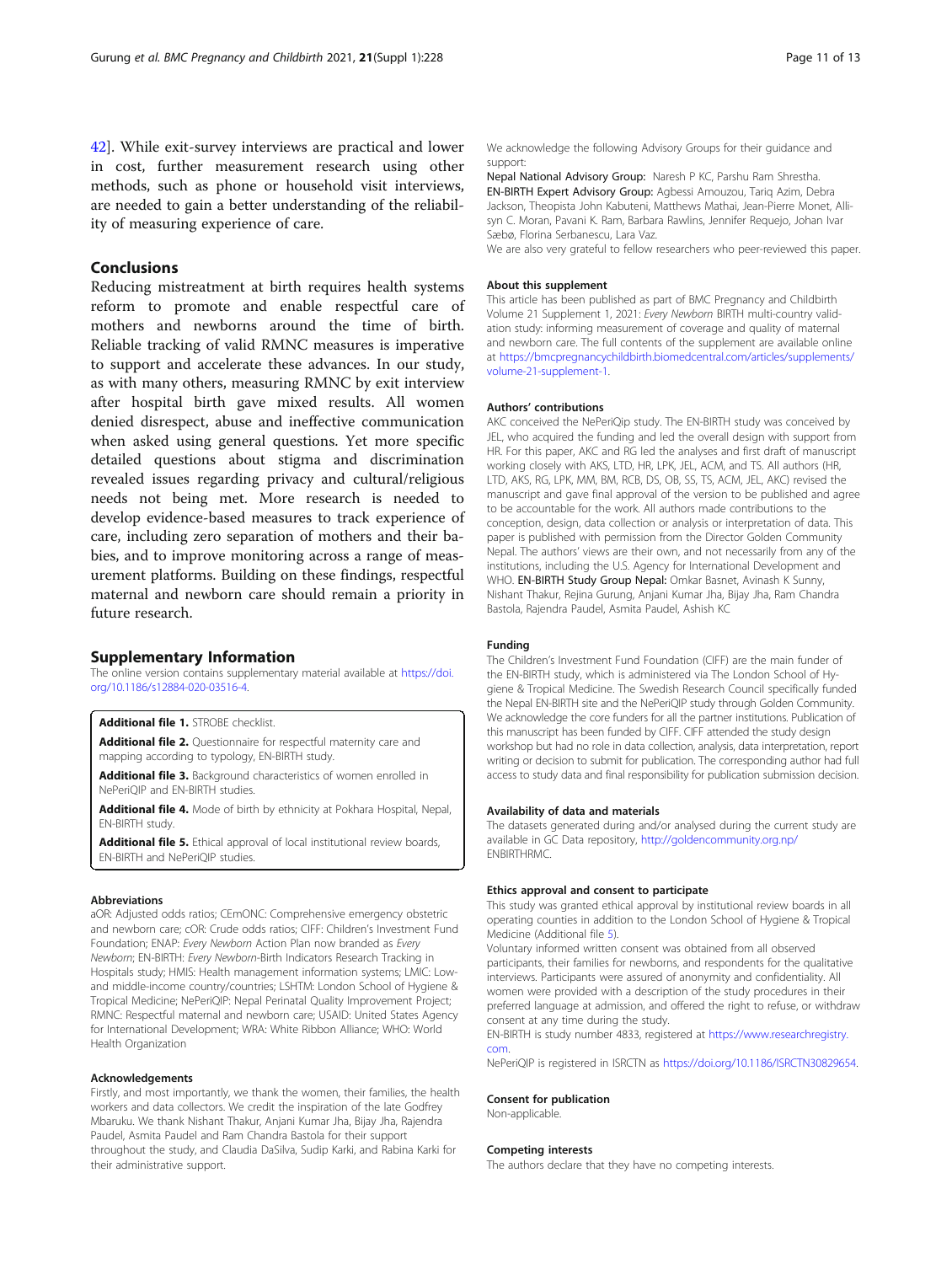42]. While exit-survey interviews are practical and lower in cost, further measurement research using other methods, such as phone or household visit interviews, are needed to gain a better understanding of the reliability of measuring experience of care.

## Conclusions

Reducing mistreatment at birth requires health systems reform to promote and enable respectful care of mothers and newborns around the time of birth. Reliable tracking of valid RMNC measures is imperative to support and accelerate these advances. In our study, as with many others, measuring RMNC by exit interview after hospital birth gave mixed results. All women denied disrespect, abuse and ineffective communication when asked using general questions. Yet more specific detailed questions about stigma and discrimination revealed issues regarding privacy and cultural/religious needs not being met. More research is needed to develop evidence-based measures to track experience of care, including zero separation of mothers and their babies, and to improve monitoring across a range of measurement platforms. Building on these findings, respectful maternal and newborn care should remain a priority in future research.

## Supplementary Information

The online version contains supplementary material available at https://doi.org/10.1186/s12884-020-03516-4.

**Additional file 1.** STROBE checklist.

**Additional file 2.** Questionnaire for respectful maternity care and mapping according to typology, EN-BIRTH study.

**Additional file 3.** Background characteristics of women enrolled in NePeriQIP and EN-BIRTH studies.

**Additional file 4.** Mode of birth by ethnicity at Pokhara Hospital, Nepal, EN-BIRTH study.

**Additional file 5.** Ethical approval of local institutional review boards, EN-BIRTH and NePeriQIP studies.

#### Abbreviations

aOR: Adjusted odds ratios; CEmONC: Comprehensive emergency obstetric and newborn care; cOR: Crude odds ratios; CIFF: Children's Investment Fund Foundation; ENAP: *Every Newborn* Action Plan now branded as *Every Newborn*; EN-BIRTH: *Every Newborn*-Birth Indicators Research Tracking in Hospitals study; HMIS: Health management information systems; LMIC: Low- and middle-income country/countries; LSHTM: London School of Hygiene & Tropical Medicine; NePeriQIP: Nepal Perinatal Quality Improvement Project; RMNC: Respectful maternal and newborn care; USAID: United States Agency for International Development; WRA: White Ribbon Alliance; WHO: World Health Organization

#### Acknowledgements

Firstly, and most importantly, we thank the women, their families, the health workers and data collectors. We credit the inspiration of the late Godfrey Mbaruku. We thank Nishant Thakur, Anjani Kumar Jha, Bijay Jha, Rajendra Paudel, Asmita Paudel and Ram Chandra Bastola for their support throughout the study, and Claudia DaSilva, Sudip Karki, and Rabina Karki for their administrative support.

We acknowledge the following Advisory Groups for their guidance and support:

**Nepal National Advisory Group:** Naresh P KC, Parshu Ram Shrestha.
**EN-BIRTH Expert Advisory Group:** Agbessi Amouzou, Tariq Azim, Debra Jackson, Theopista John Kabuteni, Matthews Mathai, Jean-Pierre Monet, Allisyn C. Moran, Pavani K. Ram, Barbara Rawlins, Jennifer Requejo, Johan Ivar Sæbø, Florina Serbanescu, Lara Vaz.
We are also very grateful to fellow researchers who peer-reviewed this paper.

#### About this supplement

This article has been published as part of BMC Pregnancy and Childbirth Volume 21 Supplement 1, 2021: *Every Newborn* BIRTH multi-country validation study: informing measurement of coverage and quality of maternal and newborn care. The full contents of the supplement are available online at https://bmcpregnancychildbirth.biomedcentral.com/articles/supplements/volume-21-supplement-1.

#### Authors' contributions

AKC conceived the NePeriQip study. The EN-BIRTH study was conceived by JEL, who acquired the funding and led the overall design with support from HR. For this paper, AKC and RG led the analyses and first draft of manuscript working closely with AKS, LTD, HR, LPK, JEL, ACM, and TS. All authors (HR, LTD, AKS, RG, LPK, MM, BM, RCB, DS, OB, SS, TS, ACM, JEL, AKC) revised the manuscript and gave final approval of the version to be published and agree to be accountable for the work. All authors made contributions to the conception, design, data collection or analysis or interpretation of data. This paper is published with permission from the Director Golden Community Nepal. The authors' views are their own, and not necessarily from any of the institutions, including the U.S. Agency for International Development and WHO. **EN-BIRTH Study Group Nepal:** Omkar Basnet, Avinash K Sunny, Nishant Thakur, Rejina Gurung, Anjani Kumar Jha, Bijay Jha, Ram Chandra Bastola, Rajendra Paudel, Asmita Paudel, Ashish KC

#### Funding

The Children's Investment Fund Foundation (CIFF) are the main funder of the EN-BIRTH study, which is administered via The London School of Hygiene & Tropical Medicine. The Swedish Research Council specifically funded the Nepal EN-BIRTH site and the NePeriQIP study through Golden Community. We acknowledge the core funders for all the partner institutions. Publication of this manuscript has been funded by CIFF. CIFF attended the study design workshop but had no role in data collection, analysis, data interpretation, report writing or decision to submit for publication. The corresponding author had full access to study data and final responsibility for publication submission decision.

#### Availability of data and materials

The datasets generated during and/or analysed during the current study are available in GC Data repository, http://goldencommunity.org.np/ENBIRTHRMC.

#### Ethics approval and consent to participate

This study was granted ethical approval by institutional review boards in all operating counties in addition to the London School of Hygiene & Tropical Medicine (Additional file 5).
Voluntary informed written consent was obtained from all observed participants, their families for newborns, and respondents for the qualitative interviews. Participants were assured of anonymity and confidentiality. All women were provided with a description of the study procedures in their preferred language at admission, and offered the right to refuse, or withdraw consent at any time during the study.
EN-BIRTH is study number 4833, registered at https://www.researchregistry.com.
NePeriQIP is registered in ISRCTN as https://doi.org/10.1186/ISRCTN30829654.

#### Consent for publication

Non-applicable.

#### Competing interests

The authors declare that they have no competing interests.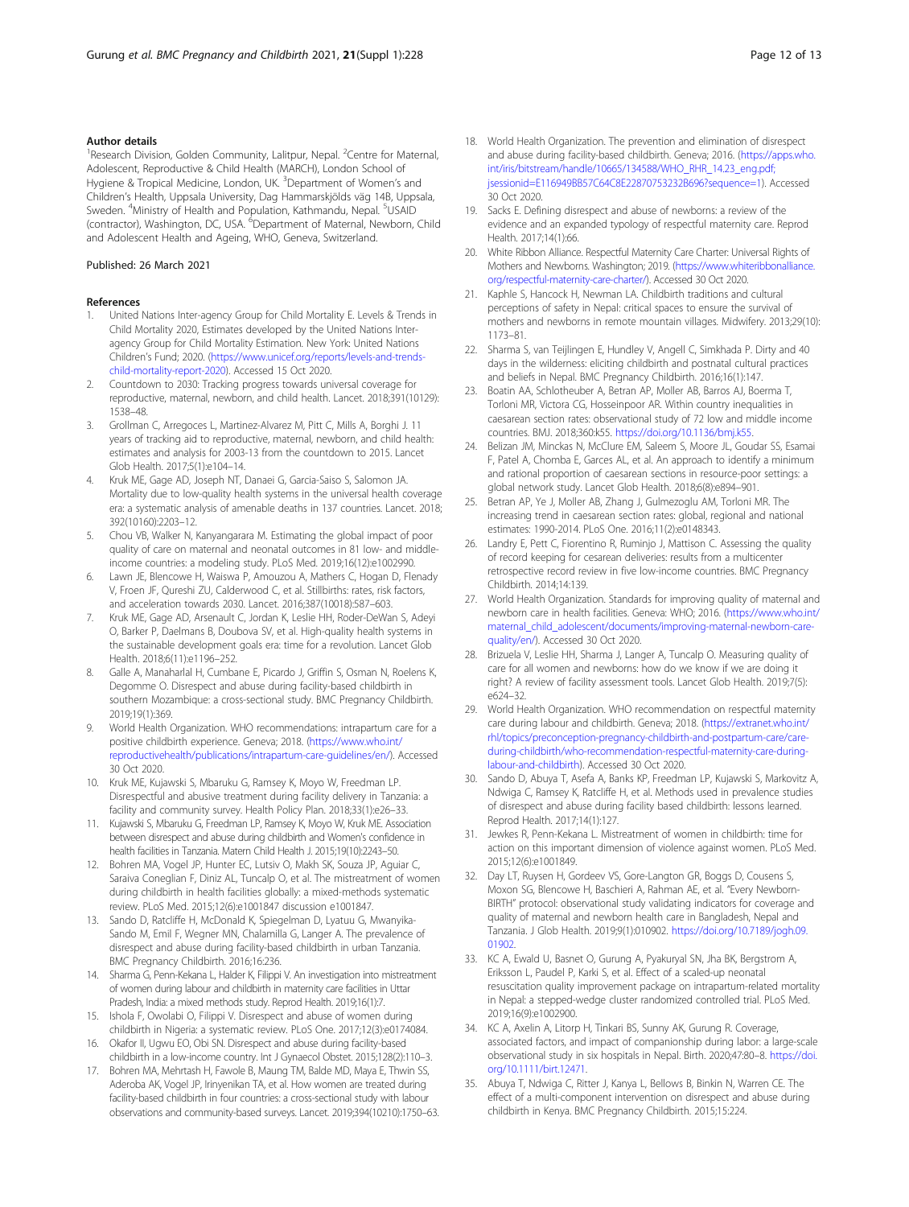### Author details

[1]Research Division, Golden Community, Lalitpur, Nepal. [2]Centre for Maternal, Adolescent, Reproductive & Child Health (MARCH), London School of Hygiene & Tropical Medicine, London, UK. [3]Department of Women's and Children's Health, Uppsala University, Dag Hammarskjölds väg 14B, Uppsala, Sweden. [4]Ministry of Health and Population, Kathmandu, Nepal. [5]USAID (contractor), Washington, DC, USA. [6]Department of Maternal, Newborn, Child and Adolescent Health and Ageing, WHO, Geneva, Switzerland.

Published: 26 March 2021

### References

1. United Nations Inter-agency Group for Child Mortality E. Levels & Trends in Child Mortality 2020, Estimates developed by the United Nations Inter-agency Group for Child Mortality Estimation. New York: United Nations Children's Fund; 2020. (https://www.unicef.org/reports/levels-and-trends-child-mortality-report-2020). Accessed 15 Oct 2020.
2. Countdown to 2030: Tracking progress towards universal coverage for reproductive, maternal, newborn, and child health. Lancet. 2018;391(10129): 1538–48.
3. Grollman C, Arregoces L, Martinez-Alvarez M, Pitt C, Mills A, Borghi J. 11 years of tracking aid to reproductive, maternal, newborn, and child health: estimates and analysis for 2003-13 from the countdown to 2015. Lancet Glob Health. 2017;5(1):e104–14.
4. Kruk ME, Gage AD, Joseph NT, Danaei G, Garcia-Saiso S, Salomon JA. Mortality due to low-quality health systems in the universal health coverage era: a systematic analysis of amenable deaths in 137 countries. Lancet. 2018; 392(10160):2203–12.
5. Chou VB, Walker N, Kanyangarara M. Estimating the global impact of poor quality of care on maternal and neonatal outcomes in 81 low- and middle-income countries: a modeling study. PLoS Med. 2019;16(12):e1002990.
6. Lawn JE, Blencowe H, Waiswa P, Amouzou A, Mathers C, Hogan D, Flenady V, Froen JF, Qureshi ZU, Calderwood C, et al. Stillbirths: rates, risk factors, and acceleration towards 2030. Lancet. 2016;387(10018):587–603.
7. Kruk ME, Gage AD, Arsenault C, Jordan K, Leslie HH, Roder-DeWan S, Adeyi O, Barker P, Daelmans B, Doubova SV, et al. High-quality health systems in the sustainable development goals era: time for a revolution. Lancet Glob Health. 2018;6(11):e1196–252.
8. Galle A, Manaharlal H, Cumbane E, Picardo J, Griffin S, Osman N, Roelens K, Degomme O. Disrespect and abuse during facility-based childbirth in southern Mozambique: a cross-sectional study. BMC Pregnancy Childbirth. 2019;19(1):369.
9. World Health Organization. WHO recommendations: intrapartum care for a positive childbirth experience. Geneva; 2018. (https://www.who.int/reproductivehealth/publications/intrapartum-care-guidelines/en/). Accessed 30 Oct 2020.
10. Kruk ME, Kujawski S, Mbaruku G, Ramsey K, Moyo W, Freedman LP. Disrespectful and abusive treatment during facility delivery in Tanzania: a facility and community survey. Health Policy Plan. 2018;33(1):e26–33.
11. Kujawski S, Mbaruku G, Freedman LP, Ramsey K, Moyo W, Kruk ME. Association between disrespect and abuse during childbirth and Women's confidence in health facilities in Tanzania. Matern Child Health J. 2015;19(10):2243–50.
12. Bohren MA, Vogel JP, Hunter EC, Lutsiv O, Makh SK, Souza JP, Aguiar C, Saraiva Coneglian F, Diniz AL, Tuncalp O, et al. The mistreatment of women during childbirth in health facilities globally: a mixed-methods systematic review. PLoS Med. 2015;12(6):e1001847 discussion e1001847.
13. Sando D, Ratcliffe H, McDonald K, Spiegelman D, Lyatuu G, Mwanyika-Sando M, Emil F, Wegner MN, Chalamilla G, Langer A. The prevalence of disrespect and abuse during facility-based childbirth in urban Tanzania. BMC Pregnancy Childbirth. 2016;16:236.
14. Sharma G, Penn-Kekana L, Halder K, Filippi V. An investigation into mistreatment of women during labour and childbirth in maternity care facilities in Uttar Pradesh, India: a mixed methods study. Reprod Health. 2019;16(1):7.
15. Ishola F, Owolabi O, Filippi V. Disrespect and abuse of women during childbirth in Nigeria: a systematic review. PLoS One. 2017;12(3):e0174084.
16. Okafor II, Ugwu EO, Obi SN. Disrespect and abuse during facility-based childbirth in a low-income country. Int J Gynaecol Obstet. 2015;128(2):110–3.
17. Bohren MA, Mehrtash H, Fawole B, Maung TM, Balde MD, Maya E, Thwin SS, Aderoba AK, Vogel JP, Irinyenikan TA, et al. How women are treated during facility-based childbirth in four countries: a cross-sectional study with labour observations and community-based surveys. Lancet. 2019;394(10210):1750–63.
18. World Health Organization. The prevention and elimination of disrespect and abuse during facility-based childbirth. Geneva; 2016. (https://apps.who.int/iris/bitstream/handle/10665/134588/WHO_RHR_14.23_eng.pdf;jsessionid=E116949BB57C64C8E22870753232B696?sequence=1). Accessed 30 Oct 2020.
19. Sacks E. Defining disrespect and abuse of newborns: a review of the evidence and an expanded typology of respectful maternity care. Reprod Health. 2017;14(1):66.
20. White Ribbon Alliance. Respectful Maternity Care Charter: Universal Rights of Mothers and Newborns. Washington; 2019. (https://www.whiteribbonalliance.org/respectful-maternity-care-charter/). Accessed 30 Oct 2020.
21. Kaphle S, Hancock H, Newman LA. Childbirth traditions and cultural perceptions of safety in Nepal: critical spaces to ensure the survival of mothers and newborns in remote mountain villages. Midwifery. 2013;29(10): 1173–81.
22. Sharma S, van Teijlingen E, Hundley V, Angell C, Simkhada P. Dirty and 40 days in the wilderness: eliciting childbirth and postnatal cultural practices and beliefs in Nepal. BMC Pregnancy Childbirth. 2016;16(1):147.
23. Boatin AA, Schlotheuber A, Betran AP, Moller AB, Barros AJ, Boerma T, Torloni MR, Victora CG, Hosseinpoor AR. Within country inequalities in caesarean section rates: observational study of 72 low and middle income countries. BMJ. 2018;360:k55. https://doi.org/10.1136/bmj.k55.
24. Belizan JM, Minckas N, McClure EM, Saleem S, Moore JL, Goudar SS, Esamai F, Patel A, Chomba E, Garces AL, et al. An approach to identify a minimum and rational proportion of caesarean sections in resource-poor settings: a global network study. Lancet Glob Health. 2018;6(8):e894–901.
25. Betran AP, Ye J, Moller AB, Zhang J, Gulmezoglu AM, Torloni MR. The increasing trend in caesarean section rates: global, regional and national estimates: 1990-2014. PLoS One. 2016;11(2):e0148343.
26. Landry E, Pett C, Fiorentino R, Ruminjo J, Mattison C. Assessing the quality of record keeping for cesarean deliveries: results from a multicenter retrospective record review in five low-income countries. BMC Pregnancy Childbirth. 2014;14:139.
27. World Health Organization. Standards for improving quality of maternal and newborn care in health facilities. Geneva: WHO; 2016. (https://www.who.int/maternal_child_adolescent/documents/improving-maternal-newborn-care-quality/en/). Accessed 30 Oct 2020.
28. Brizuela V, Leslie HH, Sharma J, Langer A, Tuncalp O. Measuring quality of care for all women and newborns: how do we know if we are doing it right? A review of facility assessment tools. Lancet Glob Health. 2019;7(5): e624–32.
29. World Health Organization. WHO recommendation on respectful maternity care during labour and childbirth. Geneva; 2018. (https://extranet.who.int/rhl/topics/preconception-pregnancy-childbirth-and-postpartum-care/care-during-childbirth/who-recommendation-respectful-maternity-care-during-labour-and-childbirth). Accessed 30 Oct 2020.
30. Sando D, Abuya T, Asefa A, Banks KP, Freedman LP, Kujawski S, Markovitz A, Ndwiga C, Ramsey K, Ratcliffe H, et al. Methods used in prevalence studies of disrespect and abuse during facility based childbirth: lessons learned. Reprod Health. 2017;14(1):127.
31. Jewkes R, Penn-Kekana L. Mistreatment of women in childbirth: time for action on this important dimension of violence against women. PLoS Med. 2015;12(6):e1001849.
32. Day LT, Ruysen H, Gordeev VS, Gore-Langton GR, Boggs D, Cousens S, Moxon SG, Blencowe H, Baschieri A, Rahman AE, et al. "Every Newborn-BIRTH" protocol: observational study validating indicators for coverage and quality of maternal and newborn health care in Bangladesh, Nepal and Tanzania. J Glob Health. 2019;9(1):010902. https://doi.org/10.7189/jogh.09.01902.
33. KC A, Ewald U, Basnet O, Gurung A, Pyakuryal SN, Jha BK, Bergstrom A, Eriksson L, Paudel P, Karki S, et al. Effect of a scaled-up neonatal resuscitation quality improvement package on intrapartum-related mortality in Nepal: a stepped-wedge cluster randomized controlled trial. PLoS Med. 2019;16(9):e1002900.
34. KC A, Axelin A, Litorp H, Tinkari BS, Sunny AK, Gurung R. Coverage, associated factors, and impact of companionship during labor: a large-scale observational study in six hospitals in Nepal. Birth. 2020;47:80–8. https://doi.org/10.1111/birt.12471.
35. Abuya T, Ndwiga C, Ritter J, Kanya L, Bellows B, Binkin N, Warren CE. The effect of a multi-component intervention on disrespect and abuse during childbirth in Kenya. BMC Pregnancy Childbirth. 2015;15:224.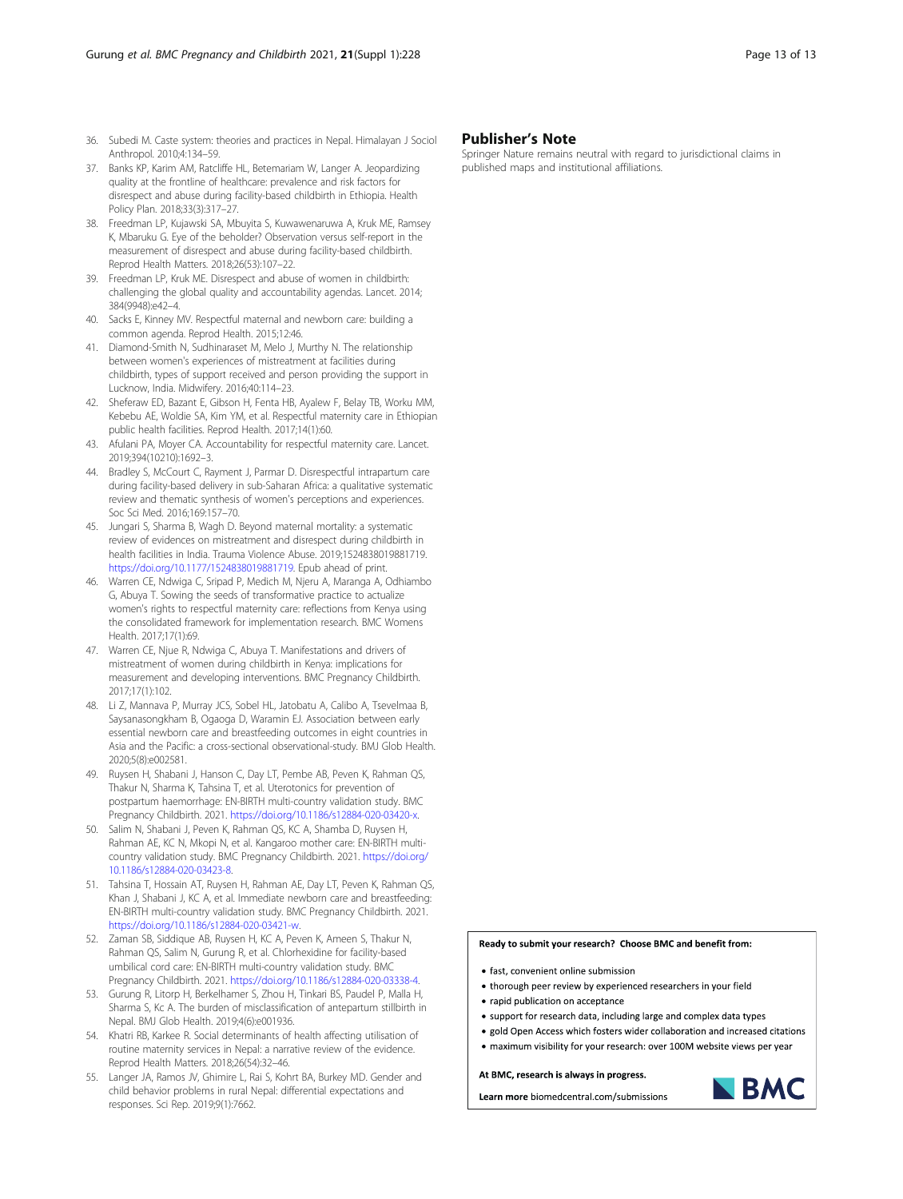36. Subedi M. Caste system: theories and practices in Nepal. Himalayan J Sociol Anthropol. 2010;4:134–59.
37. Banks KP, Karim AM, Ratcliffe HL, Betemariam W, Langer A. Jeopardizing quality at the frontline of healthcare: prevalence and risk factors for disrespect and abuse during facility-based childbirth in Ethiopia. Health Policy Plan. 2018;33(3):317–27.
38. Freedman LP, Kujawski SA, Mbuyita S, Kuwawenaruwa A, Kruk ME, Ramsey K, Mbaruku G. Eye of the beholder? Observation versus self-report in the measurement of disrespect and abuse during facility-based childbirth. Reprod Health Matters. 2018;26(53):107–22.
39. Freedman LP, Kruk ME. Disrespect and abuse of women in childbirth: challenging the global quality and accountability agendas. Lancet. 2014; 384(9948):e42–4.
40. Sacks E, Kinney MV. Respectful maternal and newborn care: building a common agenda. Reprod Health. 2015;12:46.
41. Diamond-Smith N, Sudhinaraset M, Melo J, Murthy N. The relationship between women's experiences of mistreatment at facilities during childbirth, types of support received and person providing the support in Lucknow, India. Midwifery. 2016;40:114–23.
42. Sheferaw ED, Bazant E, Gibson H, Fenta HB, Ayalew F, Belay TB, Worku MM, Kebebu AE, Woldie SA, Kim YM, et al. Respectful maternity care in Ethiopian public health facilities. Reprod Health. 2017;14(1):60.
43. Afulani PA, Moyer CA. Accountability for respectful maternity care. Lancet. 2019;394(10210):1692–3.
44. Bradley S, McCourt C, Rayment J, Parmar D. Disrespectful intrapartum care during facility-based delivery in sub-Saharan Africa: a qualitative systematic review and thematic synthesis of women's perceptions and experiences. Soc Sci Med. 2016;169:157–70.
45. Jungari S, Sharma B, Wagh D. Beyond maternal mortality: a systematic review of evidences on mistreatment and disrespect during childbirth in health facilities in India. Trauma Violence Abuse. 2019;1524838019881719. https://doi.org/10.1177/1524838019881719. Epub ahead of print.
46. Warren CE, Ndwiga C, Sripad P, Medich M, Njeru A, Maranga A, Odhiambo G, Abuya T. Sowing the seeds of transformative practice to actualize women's rights to respectful maternity care: reflections from Kenya using the consolidated framework for implementation research. BMC Womens Health. 2017;17(1):69.
47. Warren CE, Njue R, Ndwiga C, Abuya T. Manifestations and drivers of mistreatment of women during childbirth in Kenya: implications for measurement and developing interventions. BMC Pregnancy Childbirth. 2017;17(1):102.
48. Li Z, Mannava P, Murray JCS, Sobel HL, Jatobatu A, Calibo A, Tsevelmaa B, Saysanasongkham B, Ogaoga D, Waramin EJ. Association between early essential newborn care and breastfeeding outcomes in eight countries in Asia and the Pacific: a cross-sectional observational-study. BMJ Glob Health. 2020;5(8):e002581.
49. Ruysen H, Shabani J, Hanson C, Day LT, Pembe AB, Peven K, Rahman QS, Thakur N, Sharma K, Tahsina T, et al. Uterotonics for prevention of postpartum haemorrhage: EN-BIRTH multi-country validation study. BMC Pregnancy Childbirth. 2021. https://doi.org/10.1186/s12884-020-03420-x.
50. Salim N, Shabani J, Peven K, Rahman QS, KC A, Shamba D, Ruysen H, Rahman AE, KC N, Mkopi N, et al. Kangaroo mother care: EN-BIRTH multi-country validation study. BMC Pregnancy Childbirth. 2021. https://doi.org/10.1186/s12884-020-03423-8.
51. Tahsina T, Hossain AT, Ruysen H, Rahman AE, Day LT, Peven K, Rahman QS, Khan J, Shabani J, KC A, et al. Immediate newborn care and breastfeeding: EN-BIRTH multi-country validation study. BMC Pregnancy Childbirth. 2021. https://doi.org/10.1186/s12884-020-03421-w.
52. Zaman SB, Siddique AB, Ruysen H, KC A, Peven K, Ameen S, Thakur N, Rahman QS, Salim N, Gurung R, et al. Chlorhexidine for facility-based umbilical cord care: EN-BIRTH multi-country validation study. BMC Pregnancy Childbirth. 2021. https://doi.org/10.1186/s12884-020-03338-4.
53. Gurung R, Litorp H, Berkelhamer S, Zhou H, Tinkari BS, Paudel P, Malla H, Sharma S, Kc A. The burden of misclassification of antepartum stillbirth in Nepal. BMJ Glob Health. 2019;4(6):e001936.
54. Khatri RB, Karkee R. Social determinants of health affecting utilisation of routine maternity services in Nepal: a narrative review of the evidence. Reprod Health Matters. 2018;26(54):32–46.
55. Langer JA, Ramos JV, Ghimire L, Rai S, Kohrt BA, Burkey MD. Gender and child behavior problems in rural Nepal: differential expectations and responses. Sci Rep. 2019;9(1):7662.

## Publisher's Note

Springer Nature remains neutral with regard to jurisdictional claims in published maps and institutional affiliations.

**Ready to submit your research? Choose BMC and benefit from:**

- fast, convenient online submission
- thorough peer review by experienced researchers in your field
- rapid publication on acceptance
- support for research data, including large and complex data types
- gold Open Access which fosters wider collaboration and increased citations
- maximum visibility for your research: over 100M website views per year

**At BMC, research is always in progress.**

**Learn more** biomedcentral.com/submissions

BMC